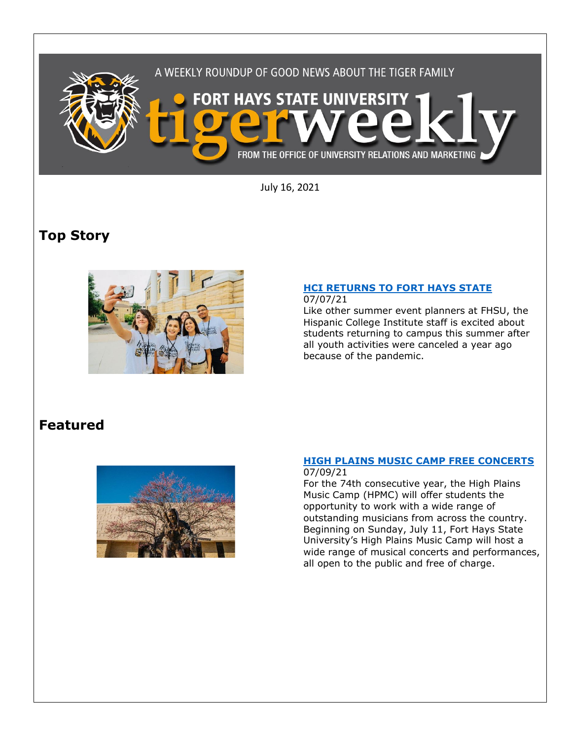A WEEKLY ROUNDUP OF GOOD NEWS ABOUT THE TIGER FAMILY

# FORT HAYS STATE UNIVERSITY tigerweekly

FROM THE OFFICE OF UNIVERSITY RELATIONS AND MARKETING

July 16, 2021

## Top Story

### HCI RETURNS TO FORT HAYS STATE

07/07/21

Like other summer event planners at FHSU, the Hispanic College Institute staff is excited about students returning to campus this summer after all youth activities were canceled a year ago because of the pandemic.

## Featured

### HIGH PLAINS MUSIC CAMP FREE CONCERTS

07/09/21

For the 74th consecutive year, the High Plains Music Camp (HPMC) will offer students the opportunity to work with a wide range of outstanding musicians from across the country. Beginning on Sunday, July 11, Fort Hays State University's High Plains Music Camp will host a wide range of musical concerts and performances, all open to the public and free of charge.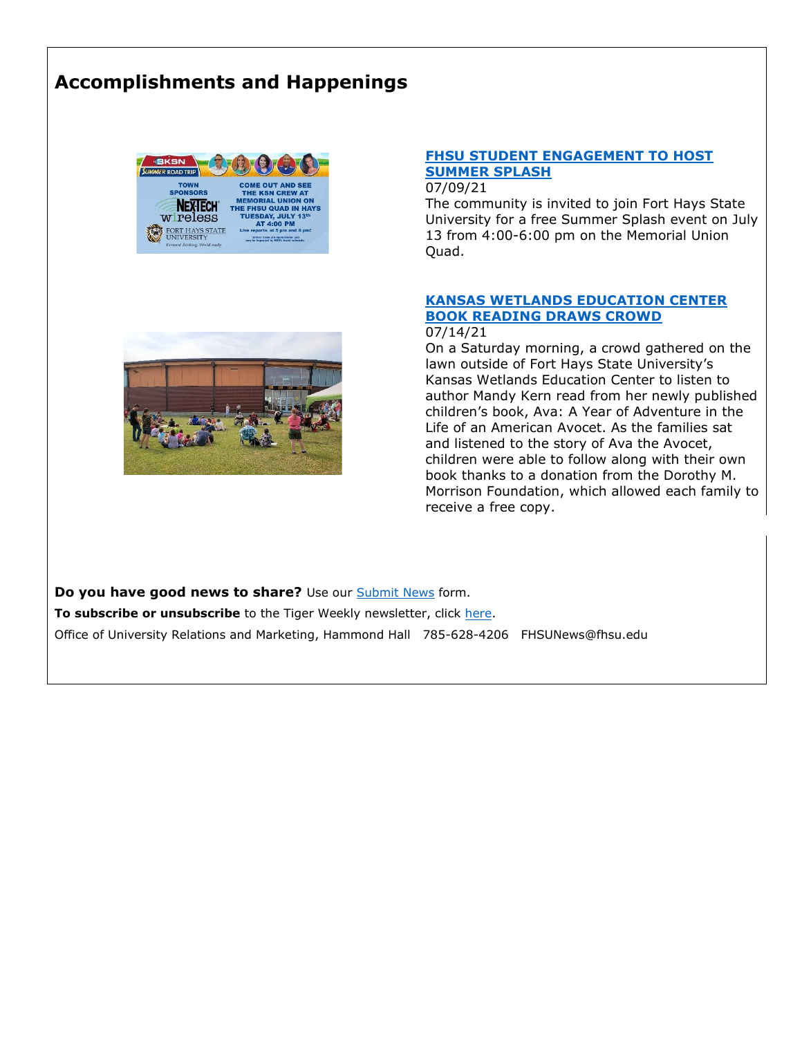## Accomplishments and Happenings

### FHSU STUDENT ENGAGEMENT TO HOST SUMMER SPLASH

07/09/21

The community is invited to join Fort Hays State University for a free Summer Splash event on July 13 from 4:00-6:00 pm on the Memorial Union Quad.

### KANSAS WETLANDS EDUCATION CENTER BOOK READING DRAWS CROWD

07/14/21

On a Saturday morning, a crowd gathered on the lawn outside of Fort Hays State University's Kansas Wetlands Education Center to listen to author Mandy Kern read from her newly published children's book, Ava: A Year of Adventure in the Life of an American Avocet. As the families sat and listened to the story of Ava the Avocet, children were able to follow along with their own book thanks to a donation from the Dorothy M. Morrison Foundation, which allowed each family to receive a free copy.

**Do you have good news to share?** Use our Submit News form.

**To subscribe or unsubscribe** to the Tiger Weekly newsletter, click here.

Office of University Relations and Marketing, Hammond Hall   785-628-4206   FHSUNews@fhsu.edu